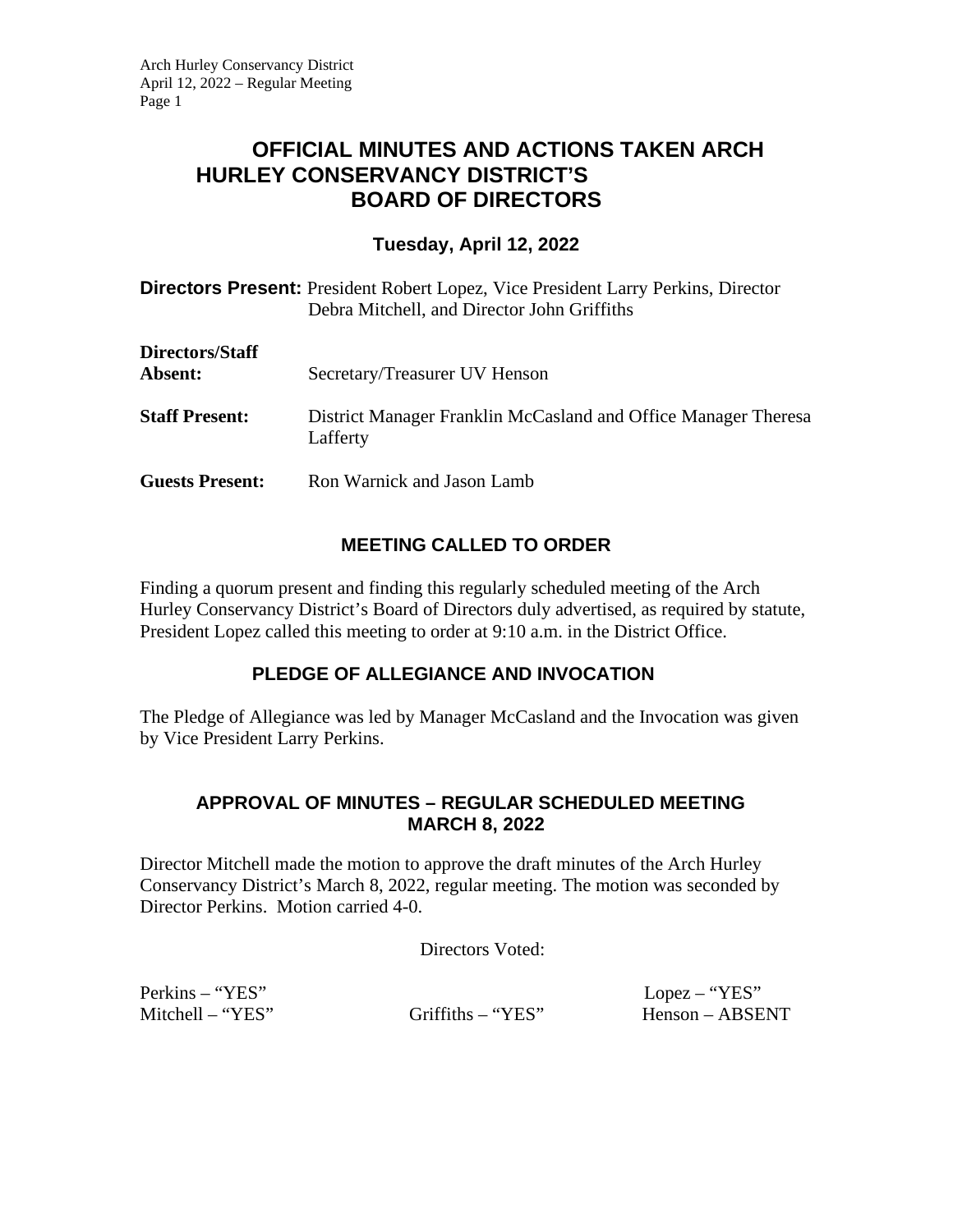# OFFICIAL MINUTES AND ACTIONS TAKEN ARCH HURLEY CONSERVANCY DISTRICT'S BOARD OF DIRECTORS

## Tuesday, April 12, 2022

**Directors Present:** President Robert Lopez, Vice President Larry Perkins, Director Debra Mitchell, and Director John Griffiths

**Directors/Staff Absent:** Secretary/Treasurer UV Henson

**Staff Present:** District Manager Franklin McCasland and Office Manager Theresa Lafferty

**Guests Present:** Ron Warnick and Jason Lamb

## MEETING CALLED TO ORDER

Finding a quorum present and finding this regularly scheduled meeting of the Arch Hurley Conservancy District's Board of Directors duly advertised, as required by statute, President Lopez called this meeting to order at 9:10 a.m. in the District Office.

## PLEDGE OF ALLEGIANCE AND INVOCATION

The Pledge of Allegiance was led by Manager McCasland and the Invocation was given by Vice President Larry Perkins.

## APPROVAL OF MINUTES – REGULAR SCHEDULED MEETING MARCH 8, 2022

Director Mitchell made the motion to approve the draft minutes of the Arch Hurley Conservancy District's March 8, 2022, regular meeting. The motion was seconded by Director Perkins. Motion carried 4-0.

Directors Voted:

Perkins – "YES"
Mitchell – "YES"
Griffiths – "YES"
Lopez – "YES"
Henson – ABSENT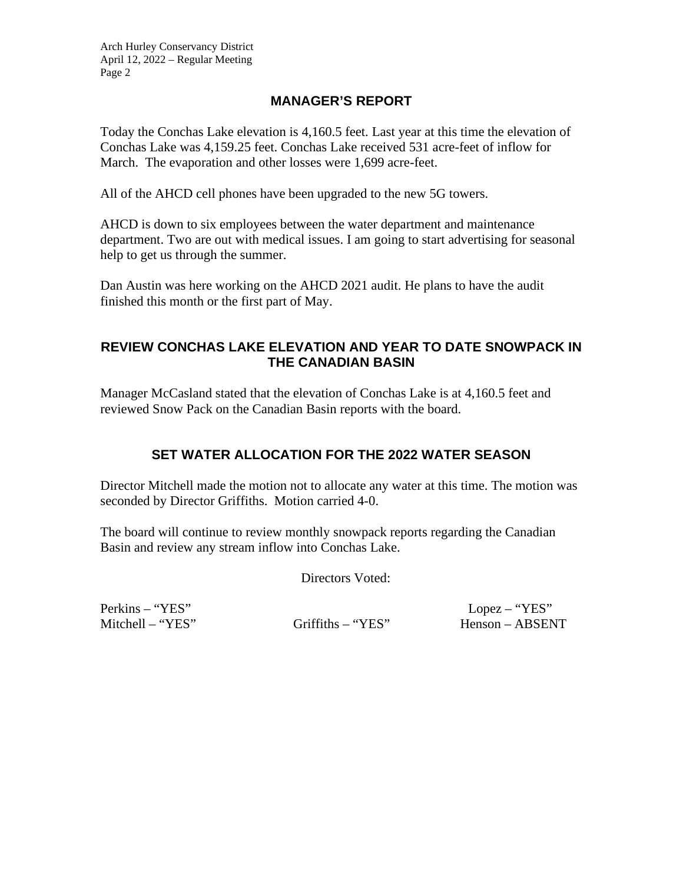## MANAGER'S REPORT

Today the Conchas Lake elevation is 4,160.5 feet. Last year at this time the elevation of Conchas Lake was 4,159.25 feet. Conchas Lake received 531 acre-feet of inflow for March. The evaporation and other losses were 1,699 acre-feet.

All of the AHCD cell phones have been upgraded to the new 5G towers.

AHCD is down to six employees between the water department and maintenance department. Two are out with medical issues. I am going to start advertising for seasonal help to get us through the summer.

Dan Austin was here working on the AHCD 2021 audit. He plans to have the audit finished this month or the first part of May.

## REVIEW CONCHAS LAKE ELEVATION AND YEAR TO DATE SNOWPACK IN THE CANADIAN BASIN

Manager McCasland stated that the elevation of Conchas Lake is at 4,160.5 feet and reviewed Snow Pack on the Canadian Basin reports with the board.

## SET WATER ALLOCATION FOR THE 2022 WATER SEASON

Director Mitchell made the motion not to allocate any water at this time. The motion was seconded by Director Griffiths. Motion carried 4-0.

The board will continue to review monthly snowpack reports regarding the Canadian Basin and review any stream inflow into Conchas Lake.

Directors Voted:

Perkins – "YES"
Lopez – "YES"
Mitchell – "YES"
Griffiths – "YES"
Henson – ABSENT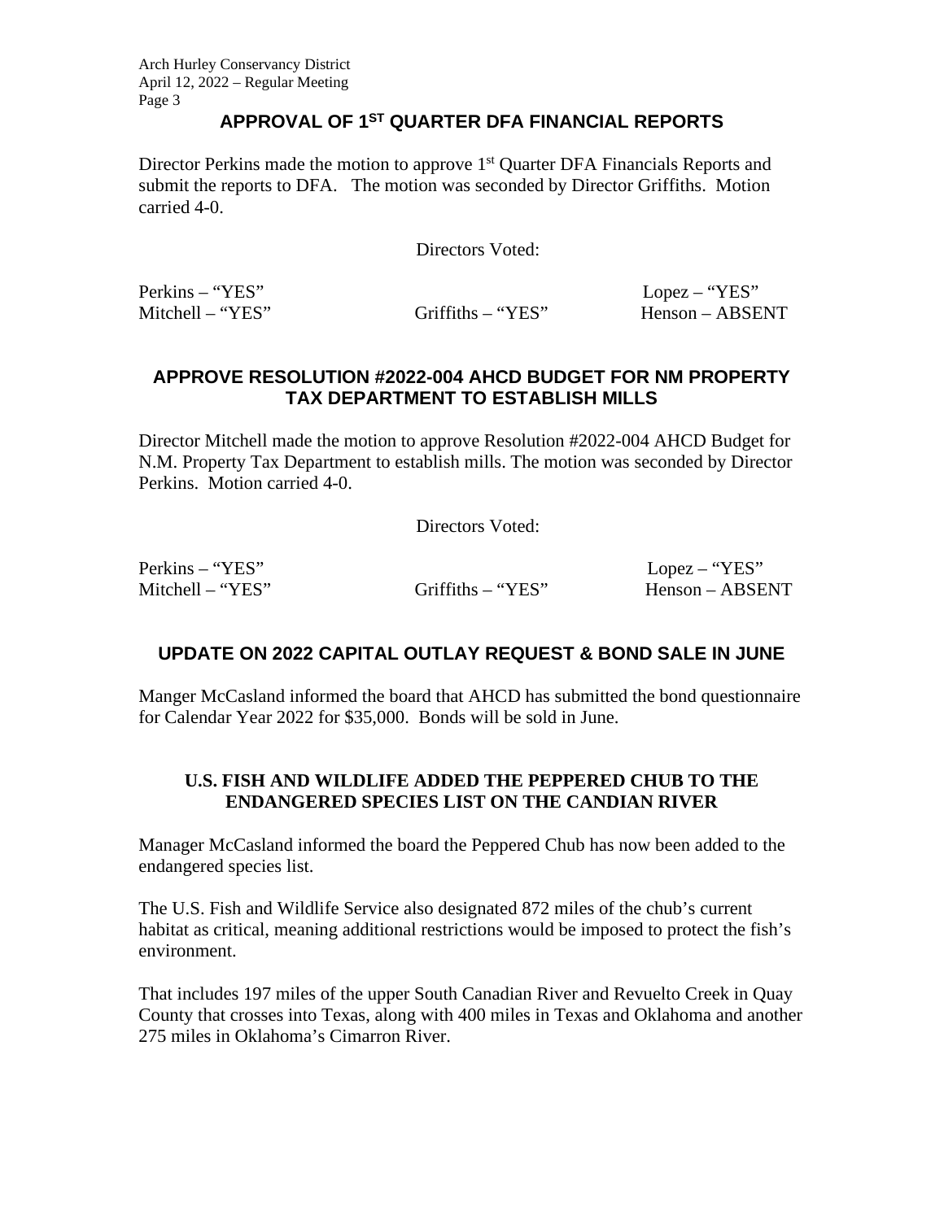## APPROVAL OF 1ST QUARTER DFA FINANCIAL REPORTS

Director Perkins made the motion to approve 1st Quarter DFA Financials Reports and submit the reports to DFA. The motion was seconded by Director Griffiths. Motion carried 4-0.

Directors Voted:

| | | |
|---|---|---|
| Perkins – "YES" | | Lopez – "YES" |
| Mitchell – "YES" | Griffiths – "YES" | Henson – ABSENT |

## APPROVE RESOLUTION #2022-004 AHCD BUDGET FOR NM PROPERTY TAX DEPARTMENT TO ESTABLISH MILLS

Director Mitchell made the motion to approve Resolution #2022-004 AHCD Budget for N.M. Property Tax Department to establish mills. The motion was seconded by Director Perkins. Motion carried 4-0.

Directors Voted:

| | | |
|---|---|---|
| Perkins – "YES" | | Lopez – "YES" |
| Mitchell – "YES" | Griffiths – "YES" | Henson – ABSENT |

## UPDATE ON 2022 CAPITAL OUTLAY REQUEST & BOND SALE IN JUNE

Manger McCasland informed the board that AHCD has submitted the bond questionnaire for Calendar Year 2022 for $35,000. Bonds will be sold in June.

## U.S. FISH AND WILDLIFE ADDED THE PEPPERED CHUB TO THE ENDANGERED SPECIES LIST ON THE CANDIAN RIVER

Manager McCasland informed the board the Peppered Chub has now been added to the endangered species list.

The U.S. Fish and Wildlife Service also designated 872 miles of the chub's current habitat as critical, meaning additional restrictions would be imposed to protect the fish's environment.

That includes 197 miles of the upper South Canadian River and Revuelto Creek in Quay County that crosses into Texas, along with 400 miles in Texas and Oklahoma and another 275 miles in Oklahoma's Cimarron River.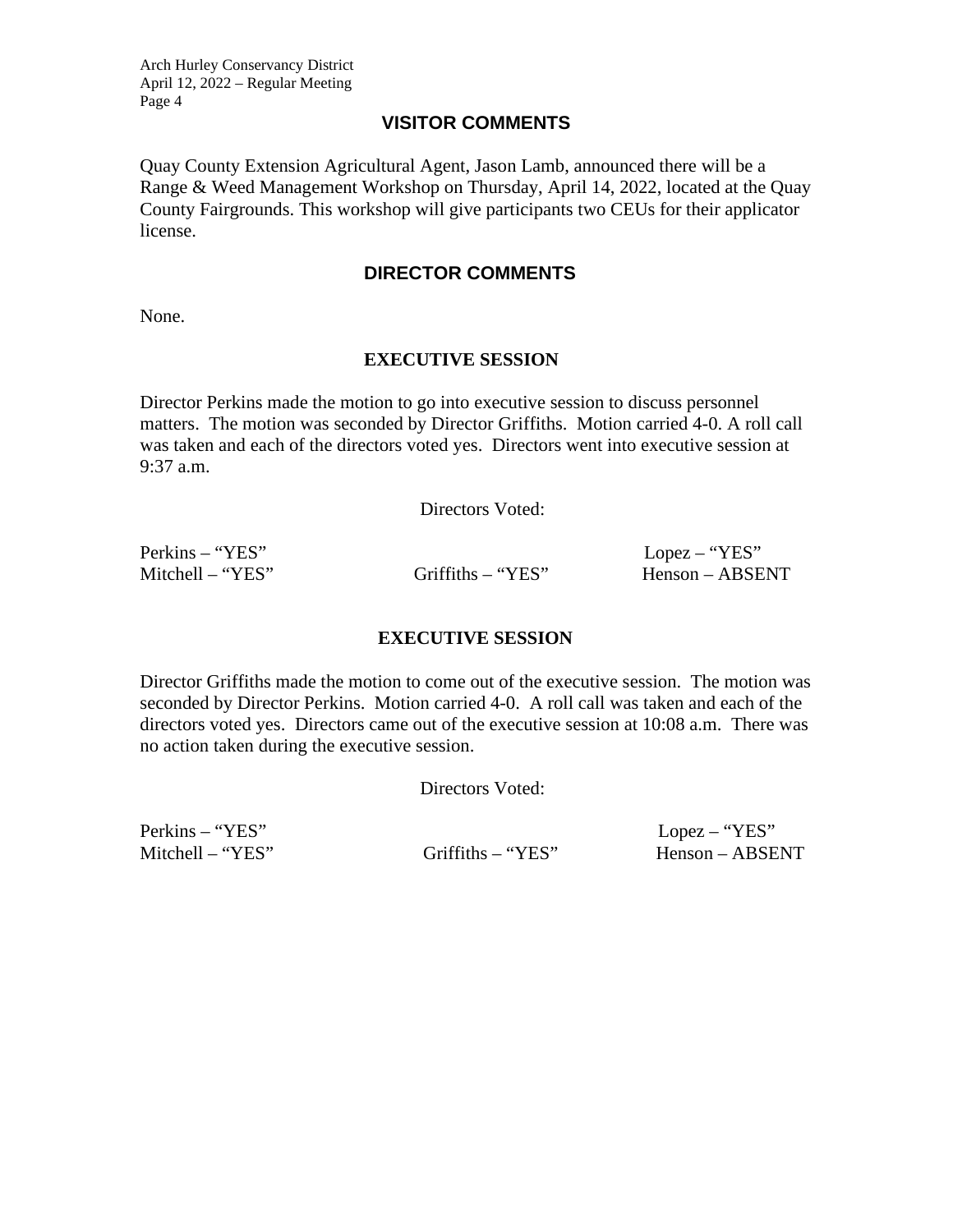## VISITOR COMMENTS

Quay County Extension Agricultural Agent, Jason Lamb, announced there will be a Range & Weed Management Workshop on Thursday, April 14, 2022, located at the Quay County Fairgrounds. This workshop will give participants two CEUs for their applicator license.

## DIRECTOR COMMENTS

None.

## EXECUTIVE SESSION

Director Perkins made the motion to go into executive session to discuss personnel matters. The motion was seconded by Director Griffiths. Motion carried 4-0. A roll call was taken and each of the directors voted yes. Directors went into executive session at 9:37 a.m.

Directors Voted:

Perkins – "YES"  
Lopez – "YES"  
Mitchell – "YES"  
Griffiths – "YES"  
Henson – ABSENT

## EXECUTIVE SESSION

Director Griffiths made the motion to come out of the executive session. The motion was seconded by Director Perkins. Motion carried 4-0. A roll call was taken and each of the directors voted yes. Directors came out of the executive session at 10:08 a.m. There was no action taken during the executive session.

Directors Voted:

Perkins – "YES"  
Lopez – "YES"  
Mitchell – "YES"  
Griffiths – "YES"  
Henson – ABSENT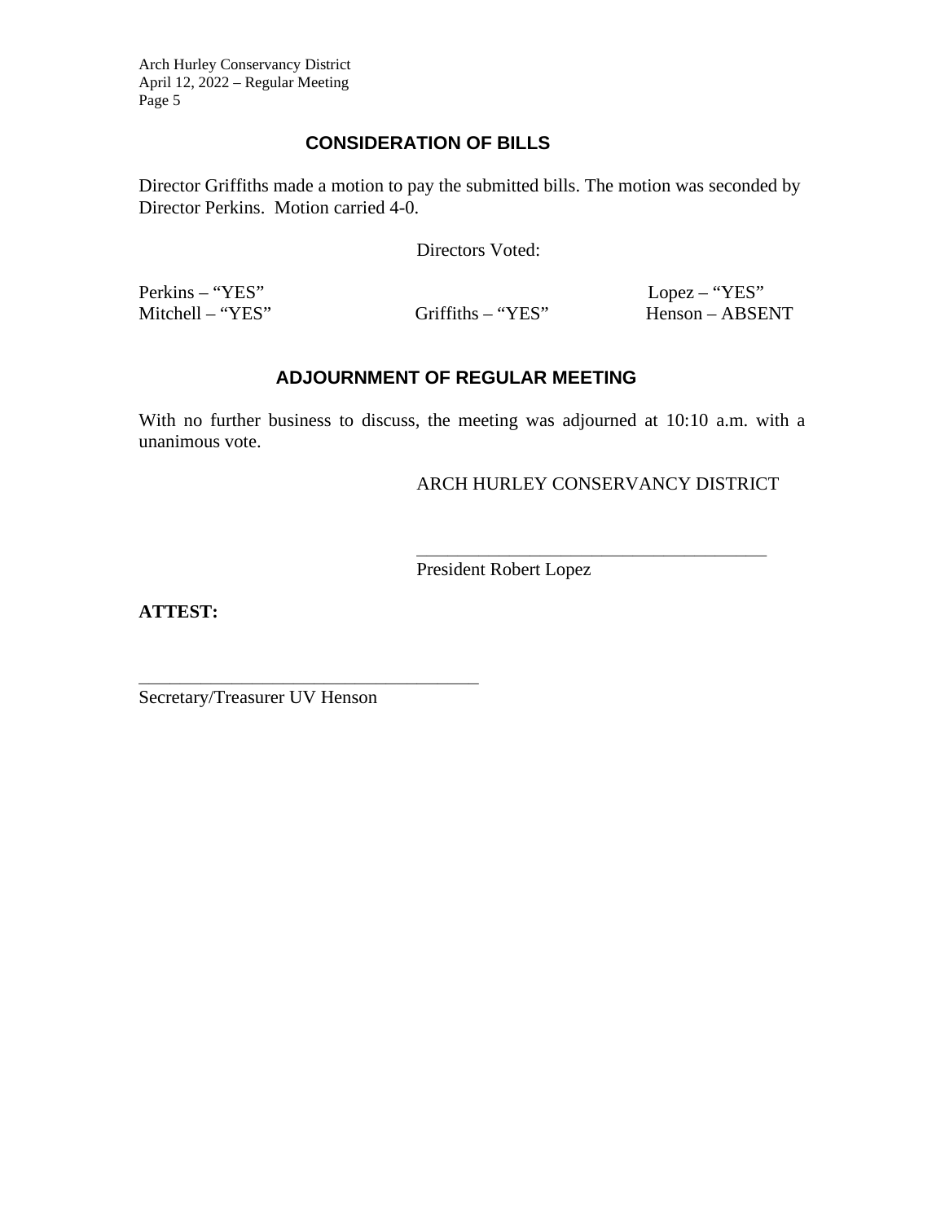## CONSIDERATION OF BILLS

Director Griffiths made a motion to pay the submitted bills. The motion was seconded by Director Perkins. Motion carried 4-0.

Directors Voted:

Perkins – "YES"
Lopez – "YES"
Mitchell – "YES"
Griffiths – "YES"
Henson – ABSENT

## ADJOURNMENT OF REGULAR MEETING

With no further business to discuss, the meeting was adjourned at 10:10 a.m. with a unanimous vote.

ARCH HURLEY CONSERVANCY DISTRICT

\_\_\_\_\_\_\_\_\_\_\_\_\_\_\_\_\_\_\_\_\_\_\_\_\_\_\_\_\_\_\_\_\_\_\_\_\_\_
President Robert Lopez

**ATTEST:**

\_\_\_\_\_\_\_\_\_\_\_\_\_\_\_\_\_\_\_\_\_\_\_\_\_\_\_\_\_\_\_\_\_\_\_\_\_\_
Secretary/Treasurer UV Henson